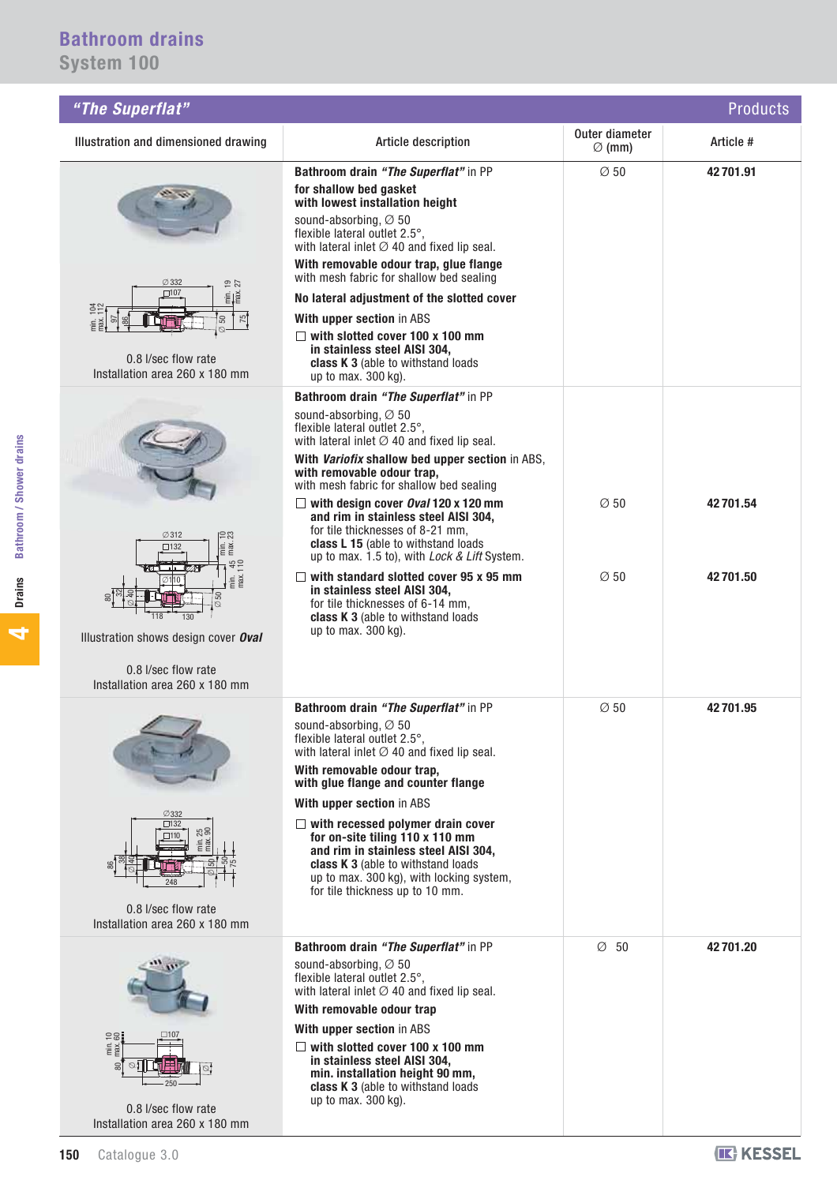# Bathroom drains
## System 100

## "The Superflat" — Products

| Illustration and dimensioned drawing | Article description | Outer diameter ∅ (mm) | Article # |
|---|---|---|---|
| 0.8 l/sec flow rate<br>Installation area 260 x 180 mm | **Bathroom drain *"The Superflat"*** in PP<br>**for shallow bed gasket**<br>**with lowest installation height**<br>sound-absorbing, ∅ 50<br>flexible lateral outlet 2.5°,<br>with lateral inlet ∅ 40 and fixed lip seal.<br>**With removable odour trap, glue flange**<br>with mesh fabric for shallow bed sealing<br>**No lateral adjustment of the slotted cover**<br>**With upper section** in ABS<br>☐ **with slotted cover 100 x 100 mm in stainless steel AISI 304, class K 3** (able to withstand loads up to max. 300 kg). | ∅ 50 | **42 701.91** |
| Illustration shows design cover ***Oval***<br>0.8 l/sec flow rate<br>Installation area 260 x 180 mm | **Bathroom drain *"The Superflat"*** in PP<br>sound-absorbing, ∅ 50<br>flexible lateral outlet 2.5°,<br>with lateral inlet ∅ 40 and fixed lip seal.<br>**With *Variofix* shallow bed upper section** in ABS,<br>**with removable odour trap,**<br>with mesh fabric for shallow bed sealing<br>☐ **with design cover *Oval* 120 x 120 mm and rim in stainless steel AISI 304,** for tile thicknesses of 8-21 mm, **class L 15** (able to withstand loads up to max. 1.5 to), with *Lock & Lift* System. | ∅ 50 | **42 701.54** |
| | ☐ **with standard slotted cover 95 x 95 mm in stainless steel AISI 304,** for tile thicknesses of 6-14 mm, **class K 3** (able to withstand loads up to max. 300 kg). | ∅ 50 | **42 701.50** |
| 0.8 l/sec flow rate<br>Installation area 260 x 180 mm | **Bathroom drain *"The Superflat"*** in PP<br>sound-absorbing, ∅ 50<br>flexible lateral outlet 2.5°,<br>with lateral inlet ∅ 40 and fixed lip seal.<br>**With removable odour trap,**<br>**with glue flange and counter flange**<br>**With upper section** in ABS<br>☐ **with recessed polymer drain cover for on-site tiling 110 x 110 mm and rim in stainless steel AISI 304, class K 3** (able to withstand loads up to max. 300 kg), with locking system, for tile thickness up to 10 mm. | ∅ 50 | **42 701.95** |
| 0.8 l/sec flow rate<br>Installation area 260 x 180 mm | **Bathroom drain *"The Superflat"*** in PP<br>sound-absorbing, ∅ 50<br>flexible lateral outlet 2.5°,<br>with lateral inlet ∅ 40 and fixed lip seal.<br>**With removable odour trap**<br>**With upper section** in ABS<br>☐ **with slotted cover 100 x 100 mm in stainless steel AISI 304, min. installation height 90 mm, class K 3** (able to withstand loads up to max. 300 kg). | ∅ 50 | **42 701.20** |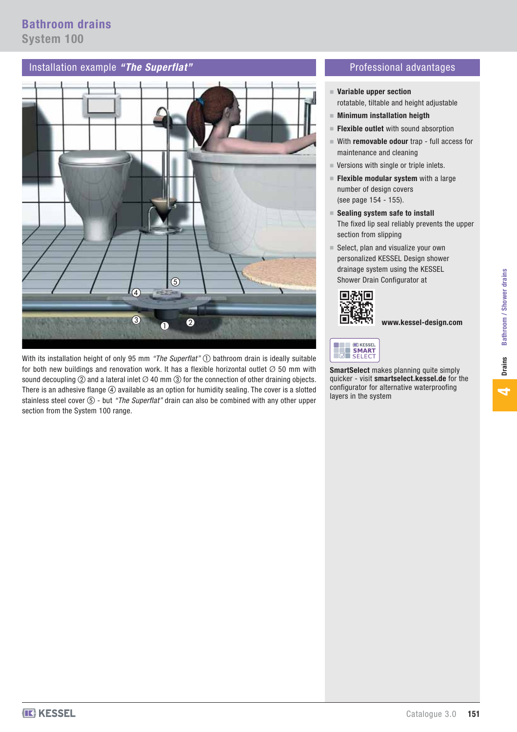# Bathroom drains
## System 100

## Installation example *"The Superflat"*

With its installation height of only 95 mm *"The Superflat"* ① bathroom drain is ideally suitable for both new buildings and renovation work. It has a flexible horizontal outlet ∅ 50 mm with sound decoupling ② and a lateral inlet ∅ 40 mm ③ for the connection of other draining objects. There is an adhesive flange ④ available as an option for humidity sealing. The cover is a slotted stainless steel cover ⑤ - but *"The Superflat"* drain can also be combined with any other upper section from the System 100 range.

## Professional advantages

- **Variable upper section** rotatable, tiltable and height adjustable
- **Minimum installation heigth**
- **Flexible outlet** with sound absorption
- With **removable odour** trap - full access for maintenance and cleaning
- Versions with single or triple inlets.
- **Flexible modular system** with a large number of design covers (see page 154 - 155).
- **Sealing system safe to install** The fixed lip seal reliably prevents the upper section from slipping
- Select, plan and visualize your own personalized KESSEL Design shower drainage system using the KESSEL Shower Drain Configurator at

**www.kessel-design.com**

KESSEL SMART SELECT

**SmartSelect** makes planning quite simply quicker - visit **smartselect.kessel.de** for the configurator for alternative waterproofing layers in the system